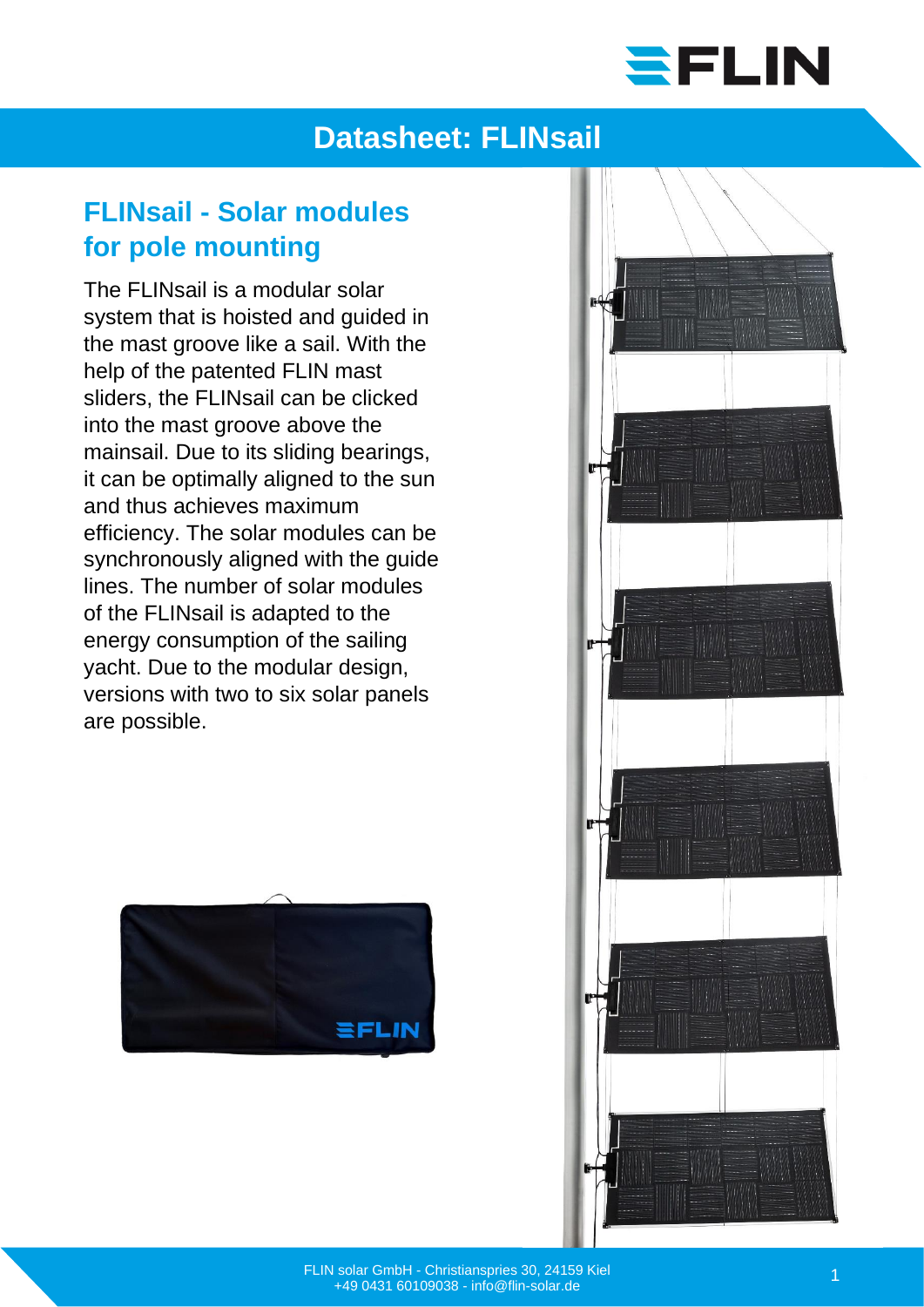# Datasheet: FLINsail

## FLINsail - Solar modules for pole mounting

The FLINsail is a modular solar system that is hoisted and guided in the mast groove like a sail. With the help of the patented FLIN mast sliders, the FLINsail can be clicked into the mast groove above the mainsail. Due to its sliding bearings, it can be optimally aligned to the sun and thus achieves maximum efficiency. The solar modules can be synchronously aligned with the guide lines. The number of solar modules of the FLINsail is adapted to the energy consumption of the sailing yacht. Due to the modular design, versions with two to six solar panels are possible.

FLIN solar GmbH - Christianspries 30, 24159 Kiel
+49 0431 60109038 - info@flin-solar.de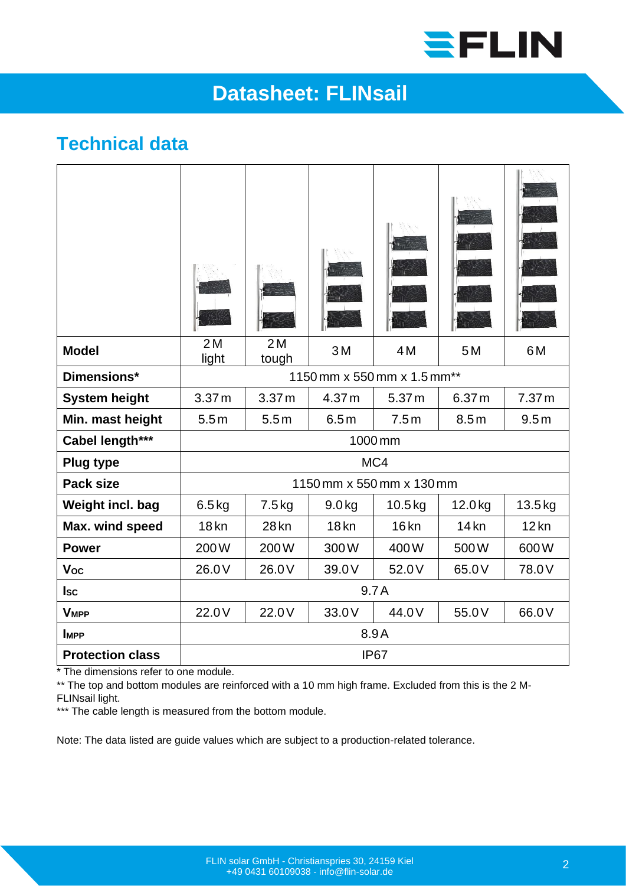# Datasheet: FLINsail

## Technical data

| | | | | | | |
|---|---|---|---|---|---|---|
| **Model** | 2 M light | 2 M tough | 3 M | 4 M | 5 M | 6 M |
| **Dimensions*** | 1150 mm x 550 mm x 1.5 mm** | | | | | |
| **System height** | 3.37 m | 3.37 m | 4.37 m | 5.37 m | 6.37 m | 7.37 m |
| **Min. mast height** | 5.5 m | 5.5 m | 6.5 m | 7.5 m | 8.5 m | 9.5 m |
| **Cabel length***** | 1000 mm | | | | | |
| **Plug type** | MC4 | | | | | |
| **Pack size** | 1150 mm x 550 mm x 130 mm | | | | | |
| **Weight incl. bag** | 6.5 kg | 7.5 kg | 9.0 kg | 10.5 kg | 12.0 kg | 13.5 kg |
| **Max. wind speed** | 18 kn | 28 kn | 18 kn | 16 kn | 14 kn | 12 kn |
| **Power** | 200 W | 200 W | 300 W | 400 W | 500 W | 600 W |
| $V_{OC}$ | 26.0 V | 26.0 V | 39.0 V | 52.0 V | 65.0 V | 78.0 V |
| $I_{SC}$ | 9.7 A | | | | | |
| $V_{MPP}$ | 22.0 V | 22.0 V | 33.0 V | 44.0 V | 55.0 V | 66.0 V |
| $I_{MPP}$ | 8.9 A | | | | | |
| **Protection class** | IP67 | | | | | |

* The dimensions refer to one module.

** The top and bottom modules are reinforced with a 10 mm high frame. Excluded from this is the 2 M-FLINsail light.

*** The cable length is measured from the bottom module.

Note: The data listed are guide values which are subject to a production-related tolerance.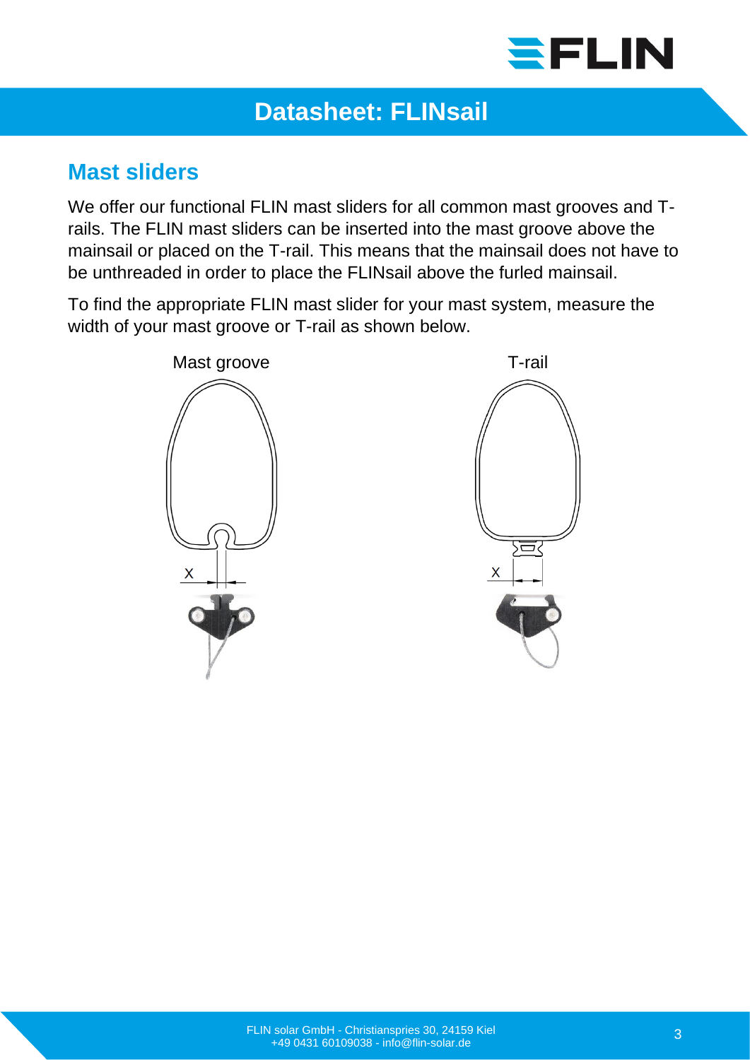# Datasheet: FLINsail

## Mast sliders

We offer our functional FLIN mast sliders for all common mast grooves and T-rails. The FLIN mast sliders can be inserted into the mast groove above the mainsail or placed on the T-rail. This means that the mainsail does not have to be unthreaded in order to place the FLINsail above the furled mainsail.

To find the appropriate FLIN mast slider for your mast system, measure the width of your mast groove or T-rail as shown below.

Mast groove

X

T-rail

X